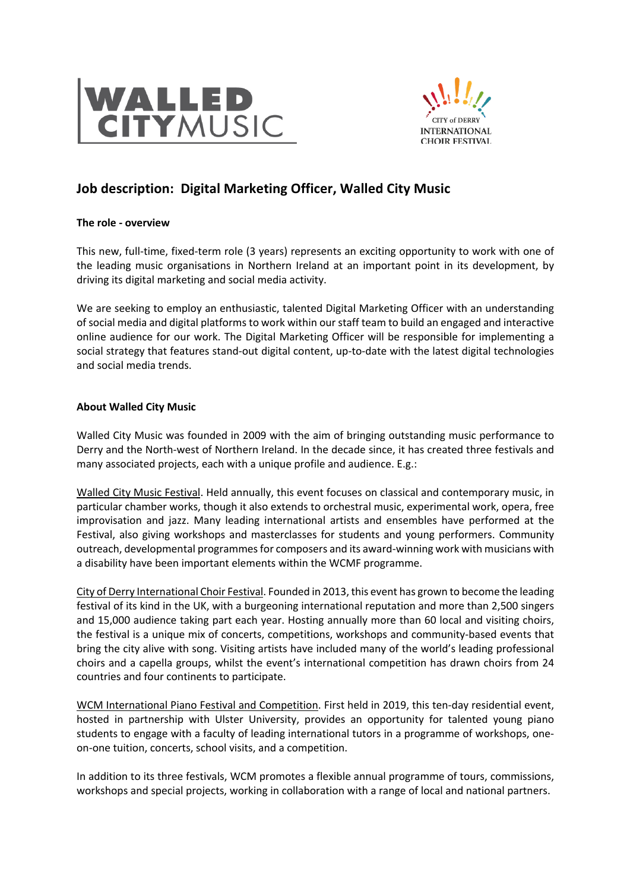# Job description: Digital Marketing Officer, Walled City Music

**The role - overview**

This new, full-time, fixed-term role (3 years) represents an exciting opportunity to work with one of the leading music organisations in Northern Ireland at an important point in its development, by driving its digital marketing and social media activity.

We are seeking to employ an enthusiastic, talented Digital Marketing Officer with an understanding of social media and digital platforms to work within our staff team to build an engaged and interactive online audience for our work. The Digital Marketing Officer will be responsible for implementing a social strategy that features stand-out digital content, up-to-date with the latest digital technologies and social media trends.

**About Walled City Music**

Walled City Music was founded in 2009 with the aim of bringing outstanding music performance to Derry and the North-west of Northern Ireland. In the decade since, it has created three festivals and many associated projects, each with a unique profile and audience. E.g.:

Walled City Music Festival. Held annually, this event focuses on classical and contemporary music, in particular chamber works, though it also extends to orchestral music, experimental work, opera, free improvisation and jazz. Many leading international artists and ensembles have performed at the Festival, also giving workshops and masterclasses for students and young performers. Community outreach, developmental programmes for composers and its award-winning work with musicians with a disability have been important elements within the WCMF programme.

City of Derry International Choir Festival. Founded in 2013, this event has grown to become the leading festival of its kind in the UK, with a burgeoning international reputation and more than 2,500 singers and 15,000 audience taking part each year. Hosting annually more than 60 local and visiting choirs, the festival is a unique mix of concerts, competitions, workshops and community-based events that bring the city alive with song. Visiting artists have included many of the world's leading professional choirs and a capella groups, whilst the event's international competition has drawn choirs from 24 countries and four continents to participate.

WCM International Piano Festival and Competition. First held in 2019, this ten-day residential event, hosted in partnership with Ulster University, provides an opportunity for talented young piano students to engage with a faculty of leading international tutors in a programme of workshops, one-on-one tuition, concerts, school visits, and a competition.

In addition to its three festivals, WCM promotes a flexible annual programme of tours, commissions, workshops and special projects, working in collaboration with a range of local and national partners.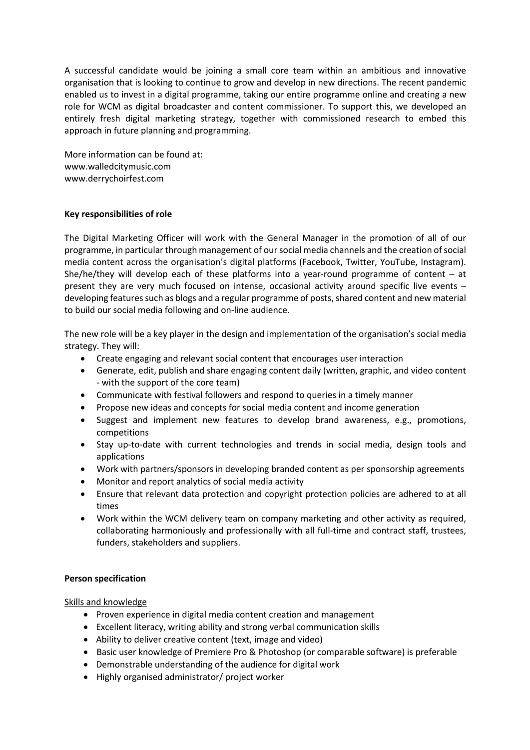A successful candidate would be joining a small core team within an ambitious and innovative organisation that is looking to continue to grow and develop in new directions. The recent pandemic enabled us to invest in a digital programme, taking our entire programme online and creating a new role for WCM as digital broadcaster and content commissioner. To support this, we developed an entirely fresh digital marketing strategy, together with commissioned research to embed this approach in future planning and programming.

More information can be found at:
www.walledcitymusic.com
www.derrychoirfest.com

**Key responsibilities of role**

The Digital Marketing Officer will work with the General Manager in the promotion of all of our programme, in particular through management of our social media channels and the creation of social media content across the organisation's digital platforms (Facebook, Twitter, YouTube, Instagram). She/he/they will develop each of these platforms into a year-round programme of content – at present they are very much focused on intense, occasional activity around specific live events – developing features such as blogs and a regular programme of posts, shared content and new material to build our social media following and on-line audience.

The new role will be a key player in the design and implementation of the organisation's social media strategy. They will:

- Create engaging and relevant social content that encourages user interaction
- Generate, edit, publish and share engaging content daily (written, graphic, and video content - with the support of the core team)
- Communicate with festival followers and respond to queries in a timely manner
- Propose new ideas and concepts for social media content and income generation
- Suggest and implement new features to develop brand awareness, e.g., promotions, competitions
- Stay up-to-date with current technologies and trends in social media, design tools and applications
- Work with partners/sponsors in developing branded content as per sponsorship agreements
- Monitor and report analytics of social media activity
- Ensure that relevant data protection and copyright protection policies are adhered to at all times
- Work within the WCM delivery team on company marketing and other activity as required, collaborating harmoniously and professionally with all full-time and contract staff, trustees, funders, stakeholders and suppliers.

**Person specification**

Skills and knowledge

- Proven experience in digital media content creation and management
- Excellent literacy, writing ability and strong verbal communication skills
- Ability to deliver creative content (text, image and video)
- Basic user knowledge of Premiere Pro & Photoshop (or comparable software) is preferable
- Demonstrable understanding of the audience for digital work
- Highly organised administrator/ project worker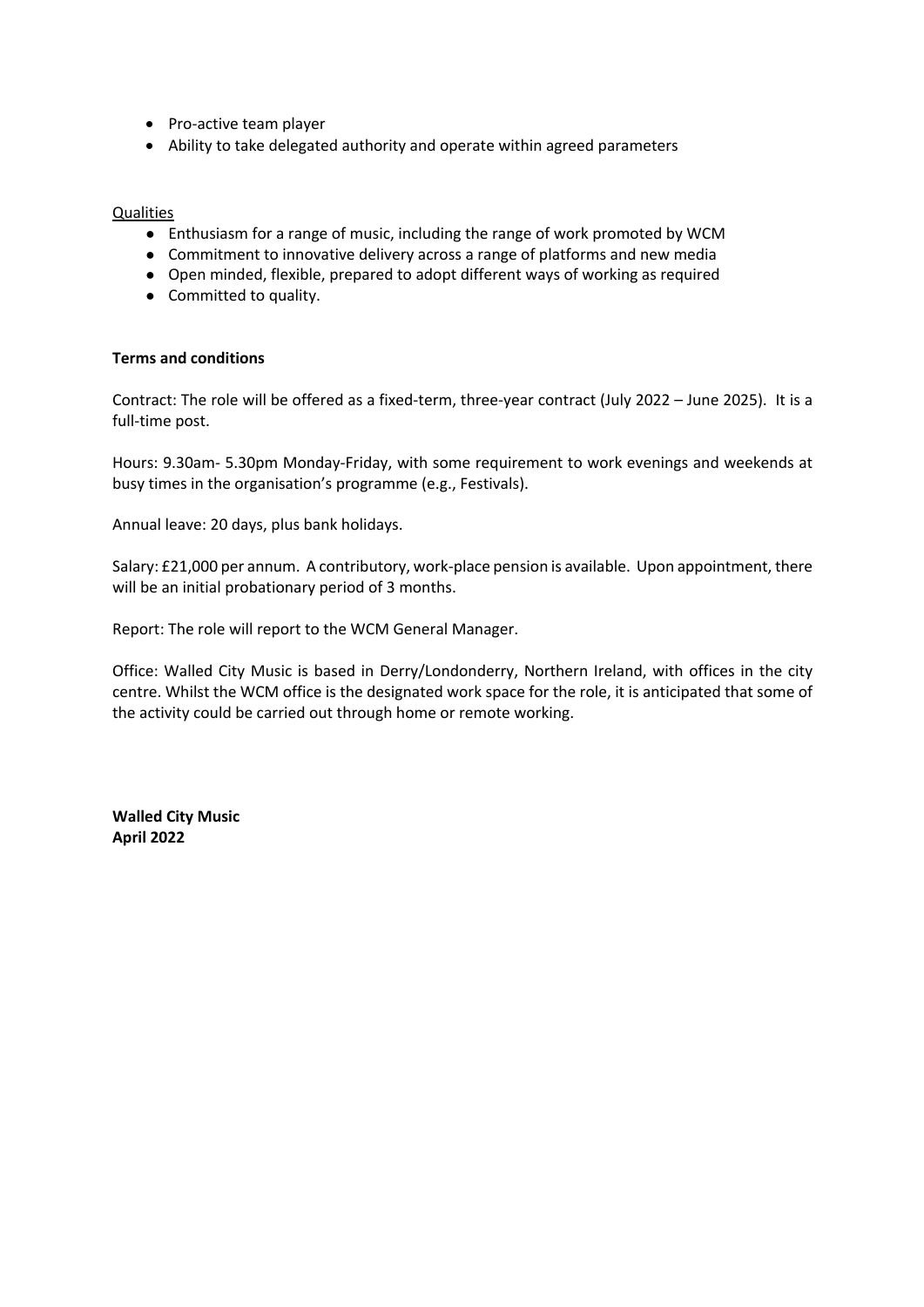- Pro-active team player
- Ability to take delegated authority and operate within agreed parameters

Qualities

- Enthusiasm for a range of music, including the range of work promoted by WCM
- Commitment to innovative delivery across a range of platforms and new media
- Open minded, flexible, prepared to adopt different ways of working as required
- Committed to quality.

**Terms and conditions**

Contract: The role will be offered as a fixed-term, three-year contract (July 2022 – June 2025). It is a full-time post.

Hours: 9.30am- 5.30pm Monday-Friday, with some requirement to work evenings and weekends at busy times in the organisation's programme (e.g., Festivals).

Annual leave: 20 days, plus bank holidays.

Salary: £21,000 per annum. A contributory, work-place pension is available. Upon appointment, there will be an initial probationary period of 3 months.

Report: The role will report to the WCM General Manager.

Office: Walled City Music is based in Derry/Londonderry, Northern Ireland, with offices in the city centre. Whilst the WCM office is the designated work space for the role, it is anticipated that some of the activity could be carried out through home or remote working.

**Walled City Music**
**April 2022**